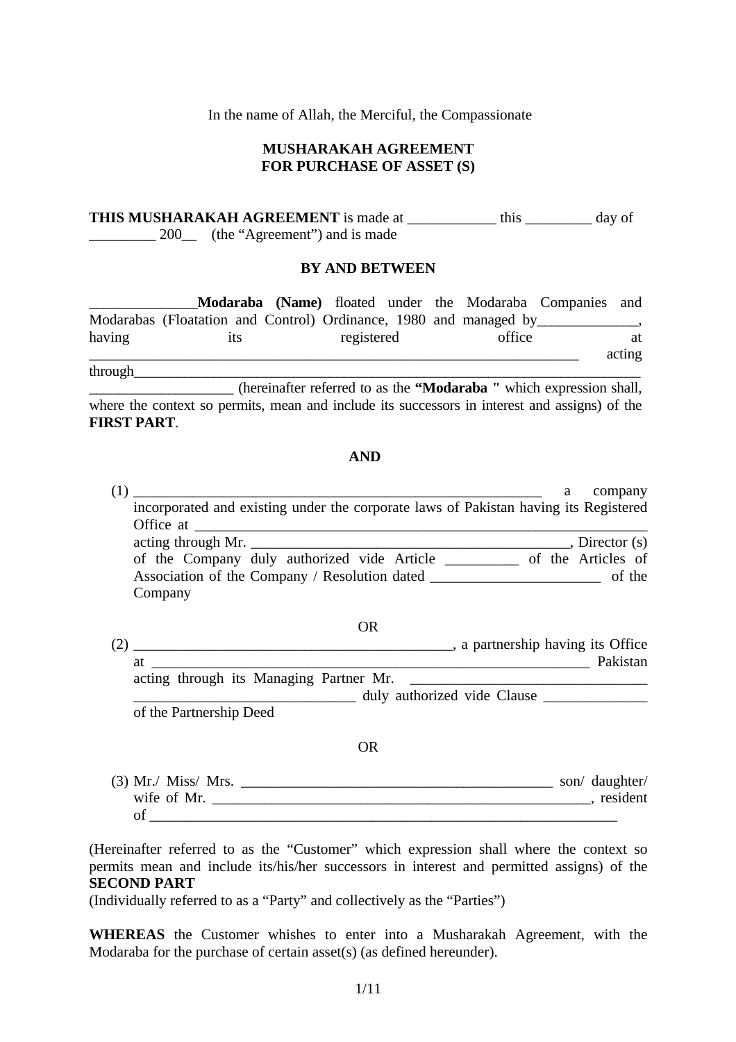In the name of Allah, the Merciful, the Compassionate

**MUSHARAKAH AGREEMENT**
**FOR PURCHASE OF ASSET (S)**

**THIS MUSHARAKAH AGREEMENT** is made at ____________ this _________ day of _________ 200__ (the "Agreement") and is made

**BY AND BETWEEN**

______________**Modaraba (Name)** floated under the Modaraba Companies and Modarabas (Floatation and Control) Ordinance, 1980 and managed by______________, having its registered office at ______________________________________________________________________ acting through______________________________________________________________________ ___________________ (hereinafter referred to as the **"Modaraba "** which expression shall, where the context so permits, mean and include its successors in interest and assigns) of the **FIRST PART**.

**AND**

(1) ________________________________________________________ a company incorporated and existing under the corporate laws of Pakistan having its Registered Office at __________________________________________________________ acting through Mr. ____________________________________________, Director (s) of the Company duly authorized vide Article __________ of the Articles of Association of the Company / Resolution dated _______________________ of the Company

OR

(2) __________________________________________, a partnership having its Office at ___________________________________________________________ Pakistan acting through its Managing Partner Mr. _________________________________ ______________________________ duly authorized vide Clause ______________ of the Partnership Deed

OR

(3) Mr./ Miss/ Mrs. __________________________________________ son/ daughter/ wife of Mr. ____________________________________________________, resident of _______________________________________________________________

(Hereinafter referred to as the "Customer" which expression shall where the context so permits mean and include its/his/her successors in interest and permitted assigns) of the **SECOND PART**
(Individually referred to as a "Party" and collectively as the "Parties")

**WHEREAS** the Customer whishes to enter into a Musharakah Agreement, with the Modaraba for the purchase of certain asset(s) (as defined hereunder).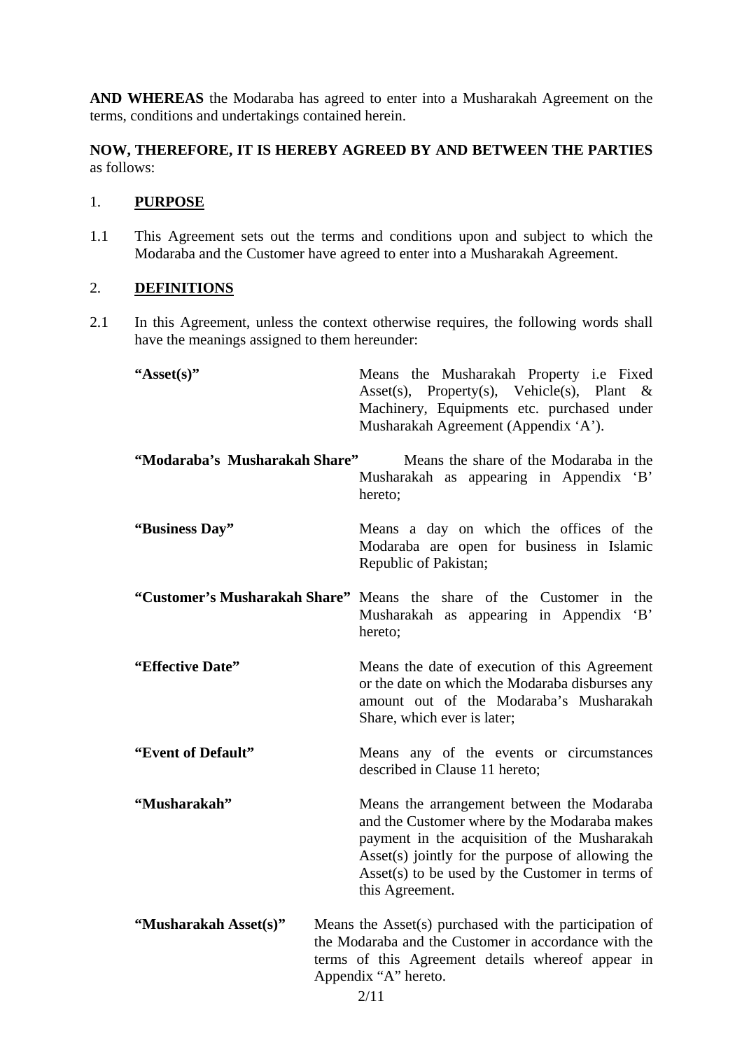**AND WHEREAS** the Modaraba has agreed to enter into a Musharakah Agreement on the terms, conditions and undertakings contained herein.

**NOW, THEREFORE, IT IS HEREBY AGREED BY AND BETWEEN THE PARTIES** as follows:

1. **PURPOSE**

1.1 This Agreement sets out the terms and conditions upon and subject to which the Modaraba and the Customer have agreed to enter into a Musharakah Agreement.

2. **DEFINITIONS**

2.1 In this Agreement, unless the context otherwise requires, the following words shall have the meanings assigned to them hereunder:

**"Asset(s)"** Means the Musharakah Property i.e Fixed Asset(s), Property(s), Vehicle(s), Plant & Machinery, Equipments etc. purchased under Musharakah Agreement (Appendix 'A').

**"Modaraba's Musharakah Share"** Means the share of the Modaraba in the Musharakah as appearing in Appendix 'B' hereto;

**"Business Day"** Means a day on which the offices of the Modaraba are open for business in Islamic Republic of Pakistan;

**"Customer's Musharakah Share"** Means the share of the Customer in the Musharakah as appearing in Appendix 'B' hereto;

**"Effective Date"** Means the date of execution of this Agreement or the date on which the Modaraba disburses any amount out of the Modaraba's Musharakah Share, which ever is later;

**"Event of Default"** Means any of the events or circumstances described in Clause 11 hereto;

**"Musharakah"** Means the arrangement between the Modaraba and the Customer where by the Modaraba makes payment in the acquisition of the Musharakah Asset(s) jointly for the purpose of allowing the Asset(s) to be used by the Customer in terms of this Agreement.

**"Musharakah Asset(s)"** Means the Asset(s) purchased with the participation of the Modaraba and the Customer in accordance with the terms of this Agreement details whereof appear in Appendix "A" hereto.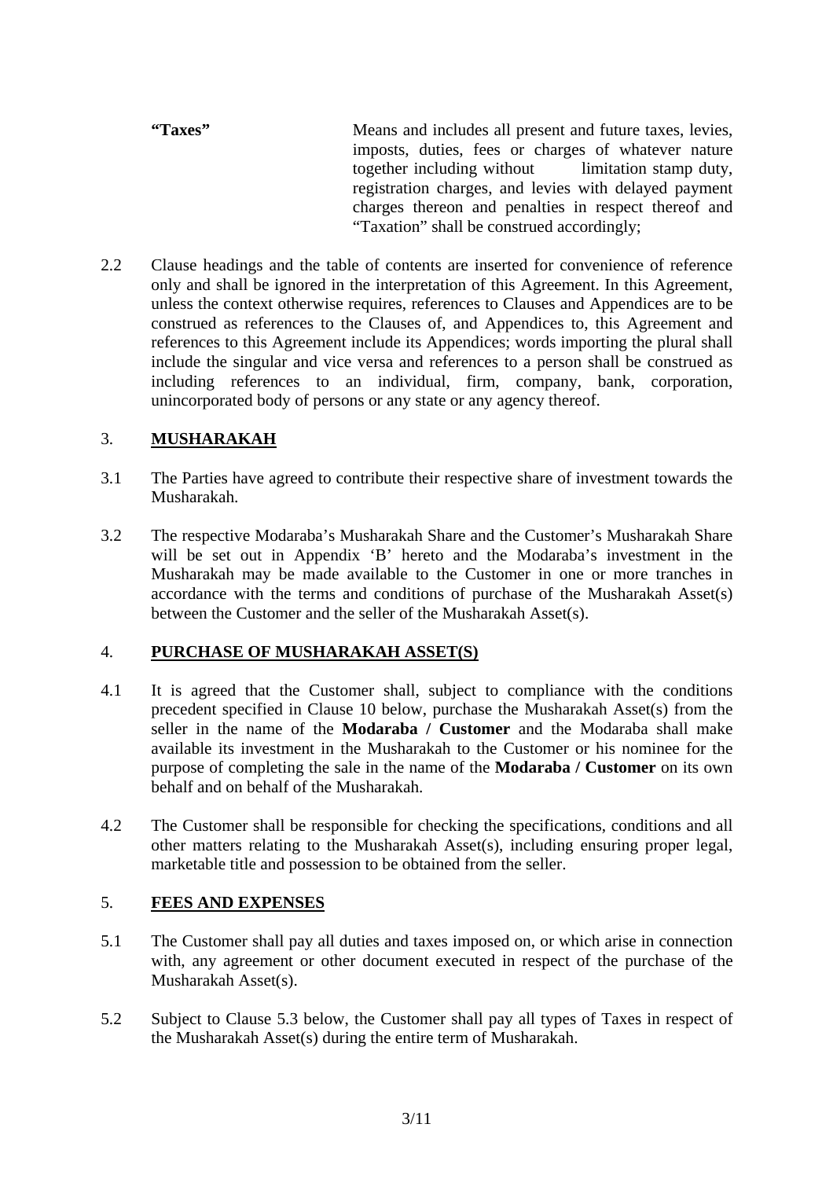| | |
|---|---|
| **"Taxes"** | Means and includes all present and future taxes, levies, imposts, duties, fees or charges of whatever nature together including without limitation stamp duty, registration charges, and levies with delayed payment charges thereon and penalties in respect thereof and "Taxation" shall be construed accordingly; |

2.2 Clause headings and the table of contents are inserted for convenience of reference only and shall be ignored in the interpretation of this Agreement. In this Agreement, unless the context otherwise requires, references to Clauses and Appendices are to be construed as references to the Clauses of, and Appendices to, this Agreement and references to this Agreement include its Appendices; words importing the plural shall include the singular and vice versa and references to a person shall be construed as including references to an individual, firm, company, bank, corporation, unincorporated body of persons or any state or any agency thereof.

## 3. MUSHARAKAH

3.1 The Parties have agreed to contribute their respective share of investment towards the Musharakah.

3.2 The respective Modaraba's Musharakah Share and the Customer's Musharakah Share will be set out in Appendix 'B' hereto and the Modaraba's investment in the Musharakah may be made available to the Customer in one or more tranches in accordance with the terms and conditions of purchase of the Musharakah Asset(s) between the Customer and the seller of the Musharakah Asset(s).

## 4. PURCHASE OF MUSHARAKAH ASSET(S)

4.1 It is agreed that the Customer shall, subject to compliance with the conditions precedent specified in Clause 10 below, purchase the Musharakah Asset(s) from the seller in the name of the **Modaraba / Customer** and the Modaraba shall make available its investment in the Musharakah to the Customer or his nominee for the purpose of completing the sale in the name of the **Modaraba / Customer** on its own behalf and on behalf of the Musharakah.

4.2 The Customer shall be responsible for checking the specifications, conditions and all other matters relating to the Musharakah Asset(s), including ensuring proper legal, marketable title and possession to be obtained from the seller.

## 5. FEES AND EXPENSES

5.1 The Customer shall pay all duties and taxes imposed on, or which arise in connection with, any agreement or other document executed in respect of the purchase of the Musharakah Asset(s).

5.2 Subject to Clause 5.3 below, the Customer shall pay all types of Taxes in respect of the Musharakah Asset(s) during the entire term of Musharakah.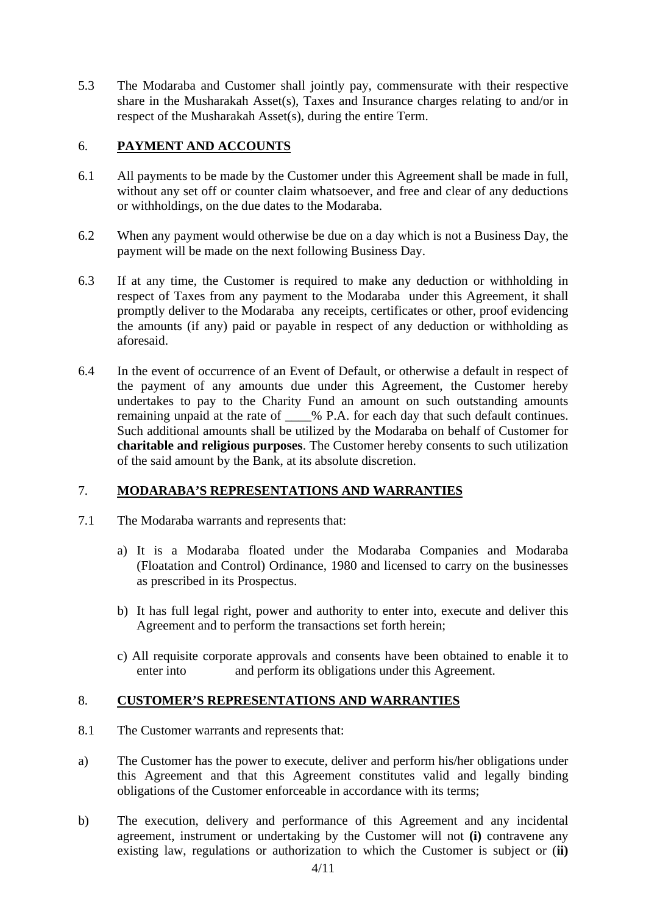5.3 The Modaraba and Customer shall jointly pay, commensurate with their respective share in the Musharakah Asset(s), Taxes and Insurance charges relating to and/or in respect of the Musharakah Asset(s), during the entire Term.

## 6. PAYMENT AND ACCOUNTS

6.1 All payments to be made by the Customer under this Agreement shall be made in full, without any set off or counter claim whatsoever, and free and clear of any deductions or withholdings, on the due dates to the Modaraba.

6.2 When any payment would otherwise be due on a day which is not a Business Day, the payment will be made on the next following Business Day.

6.3 If at any time, the Customer is required to make any deduction or withholding in respect of Taxes from any payment to the Modaraba under this Agreement, it shall promptly deliver to the Modaraba any receipts, certificates or other, proof evidencing the amounts (if any) paid or payable in respect of any deduction or withholding as aforesaid.

6.4 In the event of occurrence of an Event of Default, or otherwise a default in respect of the payment of any amounts due under this Agreement, the Customer hereby undertakes to pay to the Charity Fund an amount on such outstanding amounts remaining unpaid at the rate of ____% P.A. for each day that such default continues. Such additional amounts shall be utilized by the Modaraba on behalf of Customer for **charitable and religious purposes**. The Customer hereby consents to such utilization of the said amount by the Bank, at its absolute discretion.

## 7. MODARABA'S REPRESENTATIONS AND WARRANTIES

7.1 The Modaraba warrants and represents that:

a) It is a Modaraba floated under the Modaraba Companies and Modaraba (Floatation and Control) Ordinance, 1980 and licensed to carry on the businesses as prescribed in its Prospectus.

b) It has full legal right, power and authority to enter into, execute and deliver this Agreement and to perform the transactions set forth herein;

c) All requisite corporate approvals and consents have been obtained to enable it to enter into and perform its obligations under this Agreement.

## 8. CUSTOMER'S REPRESENTATIONS AND WARRANTIES

8.1 The Customer warrants and represents that:

a) The Customer has the power to execute, deliver and perform his/her obligations under this Agreement and that this Agreement constitutes valid and legally binding obligations of the Customer enforceable in accordance with its terms;

b) The execution, delivery and performance of this Agreement and any incidental agreement, instrument or undertaking by the Customer will not **(i)** contravene any existing law, regulations or authorization to which the Customer is subject or (**ii)**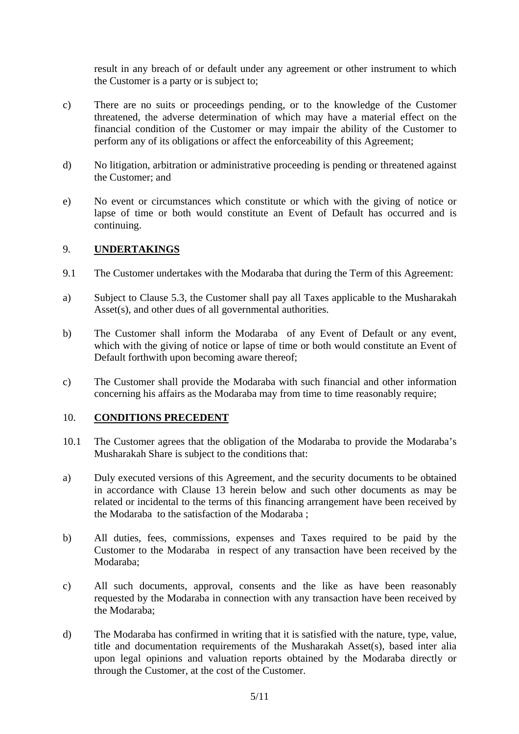result in any breach of or default under any agreement or other instrument to which the Customer is a party or is subject to;

c) There are no suits or proceedings pending, or to the knowledge of the Customer threatened, the adverse determination of which may have a material effect on the financial condition of the Customer or may impair the ability of the Customer to perform any of its obligations or affect the enforceability of this Agreement;

d) No litigation, arbitration or administrative proceeding is pending or threatened against the Customer; and

e) No event or circumstances which constitute or which with the giving of notice or lapse of time or both would constitute an Event of Default has occurred and is continuing.

## 9. **UNDERTAKINGS**

9.1 The Customer undertakes with the Modaraba that during the Term of this Agreement:

a) Subject to Clause 5.3, the Customer shall pay all Taxes applicable to the Musharakah Asset(s), and other dues of all governmental authorities.

b) The Customer shall inform the Modaraba of any Event of Default or any event, which with the giving of notice or lapse of time or both would constitute an Event of Default forthwith upon becoming aware thereof;

c) The Customer shall provide the Modaraba with such financial and other information concerning his affairs as the Modaraba may from time to time reasonably require;

## 10. **CONDITIONS PRECEDENT**

10.1 The Customer agrees that the obligation of the Modaraba to provide the Modaraba's Musharakah Share is subject to the conditions that:

a) Duly executed versions of this Agreement, and the security documents to be obtained in accordance with Clause 13 herein below and such other documents as may be related or incidental to the terms of this financing arrangement have been received by the Modaraba to the satisfaction of the Modaraba ;

b) All duties, fees, commissions, expenses and Taxes required to be paid by the Customer to the Modaraba in respect of any transaction have been received by the Modaraba;

c) All such documents, approval, consents and the like as have been reasonably requested by the Modaraba in connection with any transaction have been received by the Modaraba;

d) The Modaraba has confirmed in writing that it is satisfied with the nature, type, value, title and documentation requirements of the Musharakah Asset(s), based inter alia upon legal opinions and valuation reports obtained by the Modaraba directly or through the Customer, at the cost of the Customer.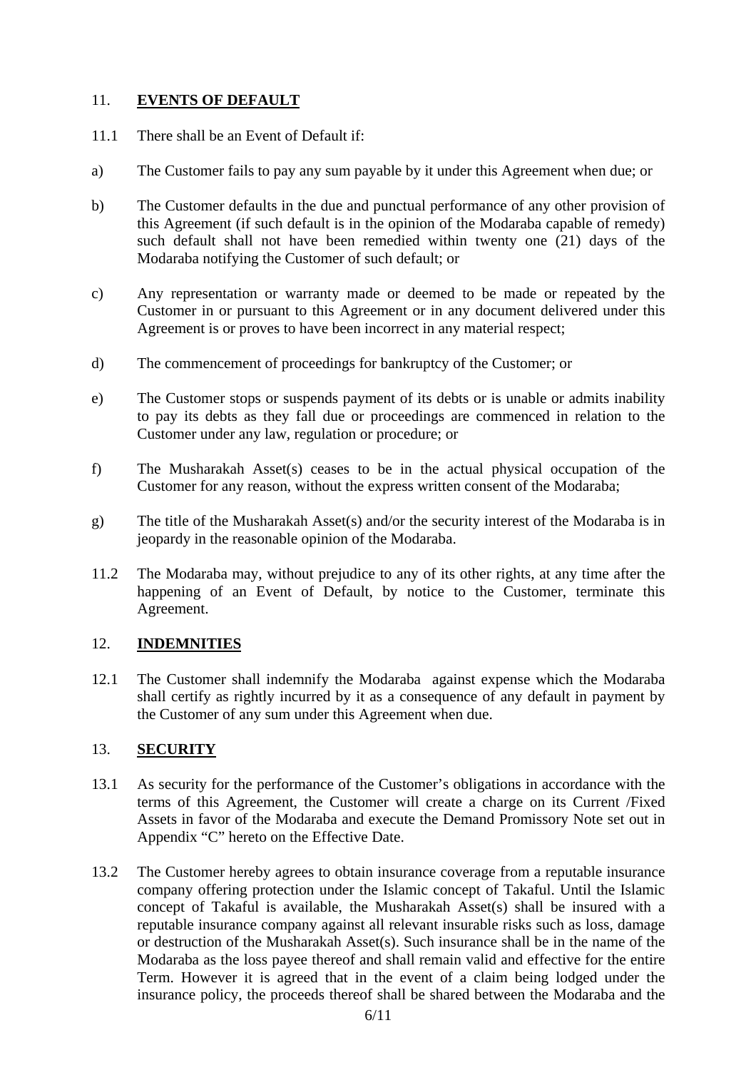## 11. EVENTS OF DEFAULT

11.1 There shall be an Event of Default if:

a) The Customer fails to pay any sum payable by it under this Agreement when due; or

b) The Customer defaults in the due and punctual performance of any other provision of this Agreement (if such default is in the opinion of the Modaraba capable of remedy) such default shall not have been remedied within twenty one (21) days of the Modaraba notifying the Customer of such default; or

c) Any representation or warranty made or deemed to be made or repeated by the Customer in or pursuant to this Agreement or in any document delivered under this Agreement is or proves to have been incorrect in any material respect;

d) The commencement of proceedings for bankruptcy of the Customer; or

e) The Customer stops or suspends payment of its debts or is unable or admits inability to pay its debts as they fall due or proceedings are commenced in relation to the Customer under any law, regulation or procedure; or

f) The Musharakah Asset(s) ceases to be in the actual physical occupation of the Customer for any reason, without the express written consent of the Modaraba;

g) The title of the Musharakah Asset(s) and/or the security interest of the Modaraba is in jeopardy in the reasonable opinion of the Modaraba.

11.2 The Modaraba may, without prejudice to any of its other rights, at any time after the happening of an Event of Default, by notice to the Customer, terminate this Agreement.

## 12. INDEMNITIES

12.1 The Customer shall indemnify the Modaraba against expense which the Modaraba shall certify as rightly incurred by it as a consequence of any default in payment by the Customer of any sum under this Agreement when due.

## 13. SECURITY

13.1 As security for the performance of the Customer's obligations in accordance with the terms of this Agreement, the Customer will create a charge on its Current /Fixed Assets in favor of the Modaraba and execute the Demand Promissory Note set out in Appendix "C" hereto on the Effective Date.

13.2 The Customer hereby agrees to obtain insurance coverage from a reputable insurance company offering protection under the Islamic concept of Takaful. Until the Islamic concept of Takaful is available, the Musharakah Asset(s) shall be insured with a reputable insurance company against all relevant insurable risks such as loss, damage or destruction of the Musharakah Asset(s). Such insurance shall be in the name of the Modaraba as the loss payee thereof and shall remain valid and effective for the entire Term. However it is agreed that in the event of a claim being lodged under the insurance policy, the proceeds thereof shall be shared between the Modaraba and the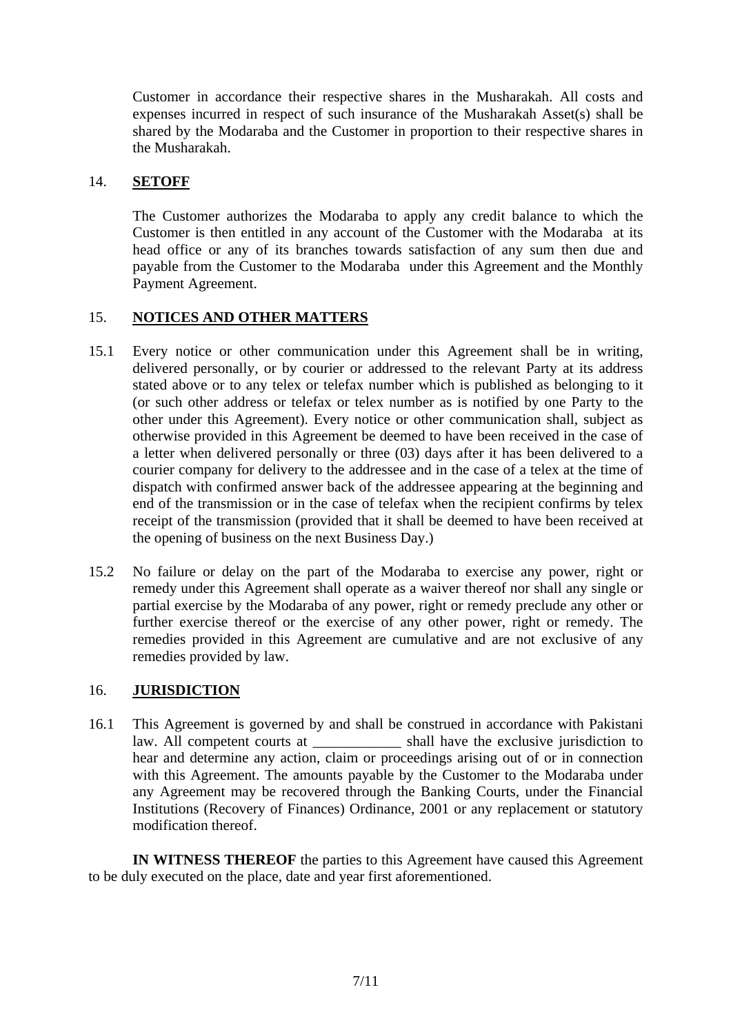Customer in accordance their respective shares in the Musharakah. All costs and expenses incurred in respect of such insurance of the Musharakah Asset(s) shall be shared by the Modaraba and the Customer in proportion to their respective shares in the Musharakah.

14. **SETOFF**

The Customer authorizes the Modaraba to apply any credit balance to which the Customer is then entitled in any account of the Customer with the Modaraba at its head office or any of its branches towards satisfaction of any sum then due and payable from the Customer to the Modaraba under this Agreement and the Monthly Payment Agreement.

15. **NOTICES AND OTHER MATTERS**

15.1 Every notice or other communication under this Agreement shall be in writing, delivered personally, or by courier or addressed to the relevant Party at its address stated above or to any telex or telefax number which is published as belonging to it (or such other address or telefax or telex number as is notified by one Party to the other under this Agreement). Every notice or other communication shall, subject as otherwise provided in this Agreement be deemed to have been received in the case of a letter when delivered personally or three (03) days after it has been delivered to a courier company for delivery to the addressee and in the case of a telex at the time of dispatch with confirmed answer back of the addressee appearing at the beginning and end of the transmission or in the case of telefax when the recipient confirms by telex receipt of the transmission (provided that it shall be deemed to have been received at the opening of business on the next Business Day.)

15.2 No failure or delay on the part of the Modaraba to exercise any power, right or remedy under this Agreement shall operate as a waiver thereof nor shall any single or partial exercise by the Modaraba of any power, right or remedy preclude any other or further exercise thereof or the exercise of any other power, right or remedy. The remedies provided in this Agreement are cumulative and are not exclusive of any remedies provided by law.

16. **JURISDICTION**

16.1 This Agreement is governed by and shall be construed in accordance with Pakistani law. All competent courts at ____________ shall have the exclusive jurisdiction to hear and determine any action, claim or proceedings arising out of or in connection with this Agreement. The amounts payable by the Customer to the Modaraba under any Agreement may be recovered through the Banking Courts, under the Financial Institutions (Recovery of Finances) Ordinance, 2001 or any replacement or statutory modification thereof.

**IN WITNESS THEREOF** the parties to this Agreement have caused this Agreement to be duly executed on the place, date and year first aforementioned.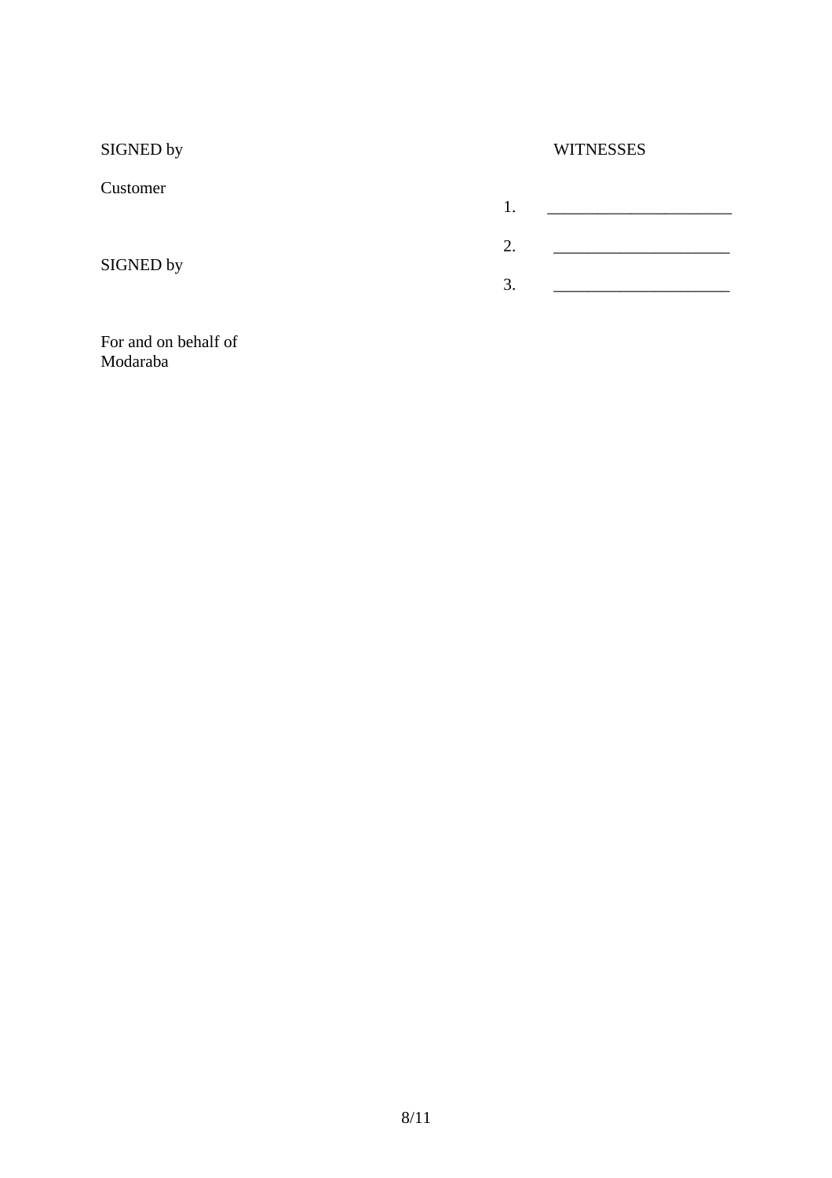| | |
|---|---|
| SIGNED by | WITNESSES |
| Customer | 1. ______________________ |
| | 2. _____________________ |
| SIGNED by | 3. _____________________ |
| For and on behalf of Modaraba | |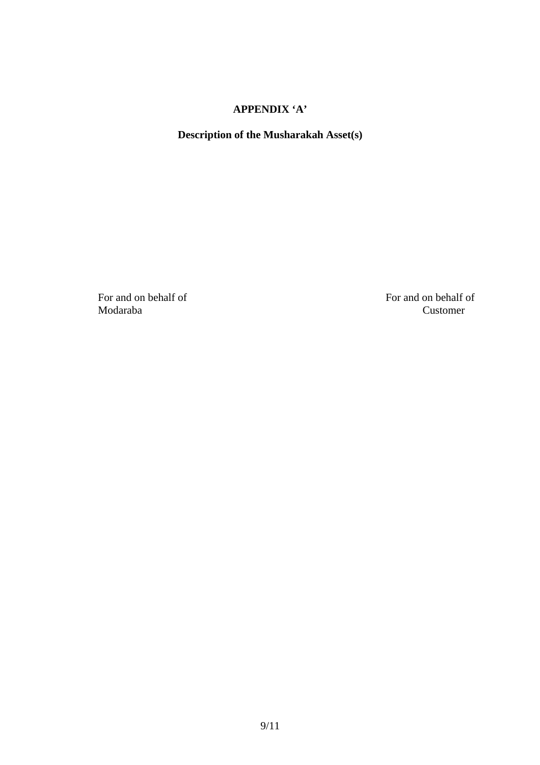# APPENDIX 'A'

## Description of the Musharakah Asset(s)

| For and on behalf of Modaraba | For and on behalf of Customer |
|---|---|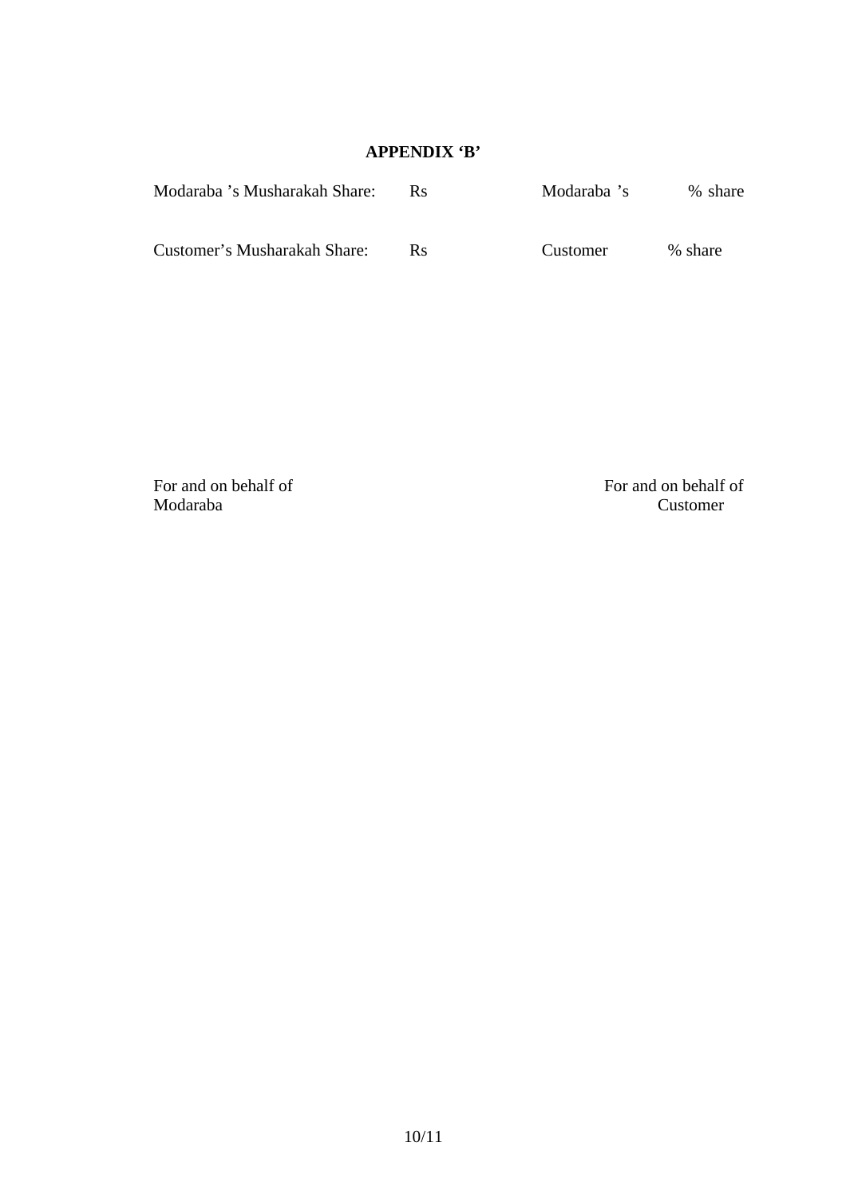**APPENDIX 'B'**

| | | | |
|---|---|---|---|
| Modaraba 's Musharakah Share: | Rs | Modaraba 's | % share |
| Customer's Musharakah Share: | Rs | Customer | % share |

For and on behalf of
Modaraba

For and on behalf of
Customer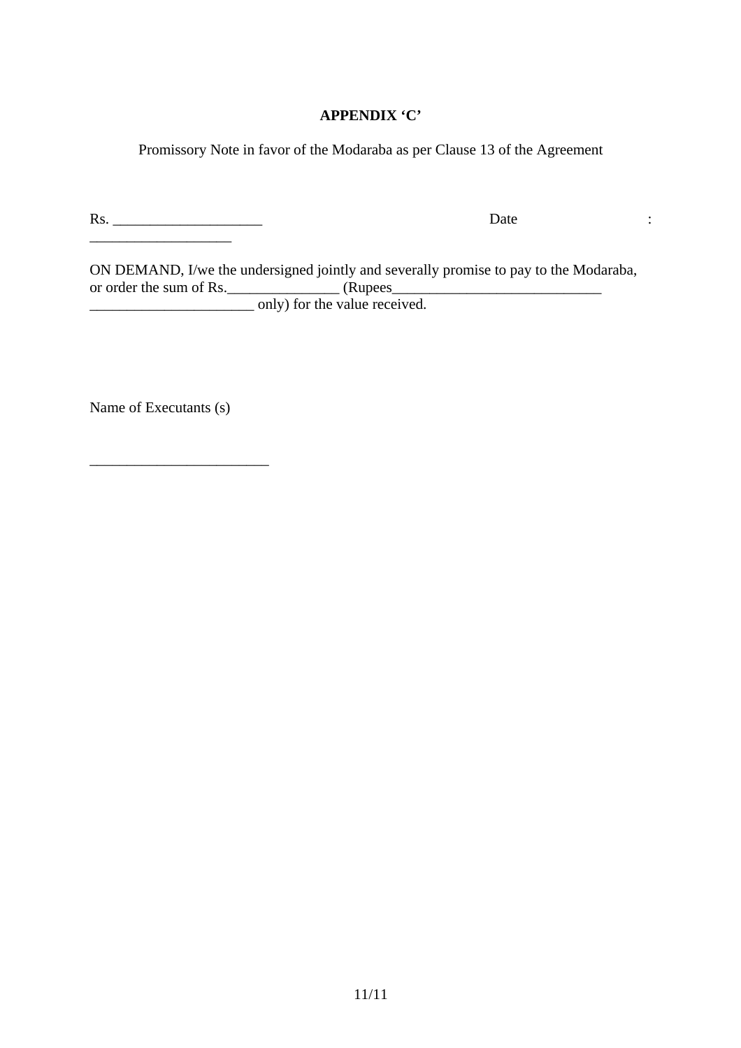**APPENDIX 'C'**

Promissory Note in favor of the Modaraba as per Clause 13 of the Agreement

Rs. ____________________ Date : ___________________

ON DEMAND, I/we the undersigned jointly and severally promise to pay to the Modaraba, or order the sum of Rs._______________ (Rupees____________________________ ______________________ only) for the value received.

Name of Executants (s)

________________________